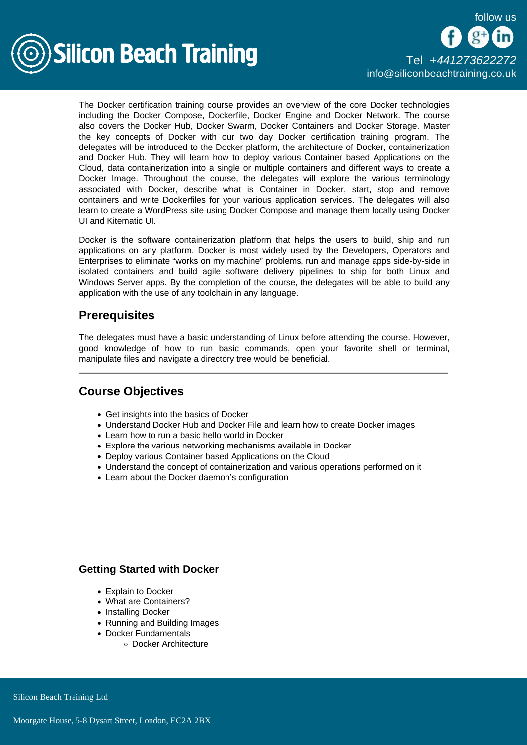The Docker certification training course provides an overview of the core Docker technologies including the Docker Compose, Dockerfile, Docker Engine and Docker Network. The course also covers the Docker Hub, Docker Swarm, Docker Containers and Docker Storage. Master the key concepts of Docker with our two day Docker certification training program. The delegates will be introduced to the Docker platform, the architecture of Docker, containerization and Docker Hub. They will learn how to deploy various Container based Applications on the Cloud, data containerization into a single or multiple containers and different ways to create a Docker Image. Throughout the course, the delegates will explore the various terminology associated with Docker, describe what is Container in Docker, start, stop and remove containers and write Dockerfiles for your various application services. The delegates will also learn to create a WordPress site using Docker Compose and manage them locally using Docker UI and Kitematic UI.

Docker is the software containerization platform that helps the users to build, ship and run applications on any platform. Docker is most widely used by the Developers, Operators and Enterprises to eliminate "works on my machine" problems, run and manage apps side-by-side in isolated containers and build agile software delivery pipelines to ship for both Linux and Windows Server apps. By the completion of the course, the delegates will be able to build any application with the use of any toolchain in any language.

## Prerequisites

The delegates must have a basic understanding of Linux before attending the course. However, good knowledge of how to run basic commands, open your favorite shell or terminal, manipulate files and navigate a directory tree would be beneficial.

---

## Course Objectives

- Get insights into the basics of Docker
- Understand Docker Hub and Docker File and learn how to create Docker images
- Learn how to run a basic hello world in Docker
- Explore the various networking mechanisms available in Docker
- Deploy various Container based Applications on the Cloud
- Understand the concept of containerization and various operations performed on it
- Learn about the Docker daemon's configuration

### Getting Started with Docker

- Explain to Docker
- What are Containers?
- Installing Docker
- Running and Building Images
- Docker Fundamentals
  - Docker Architecture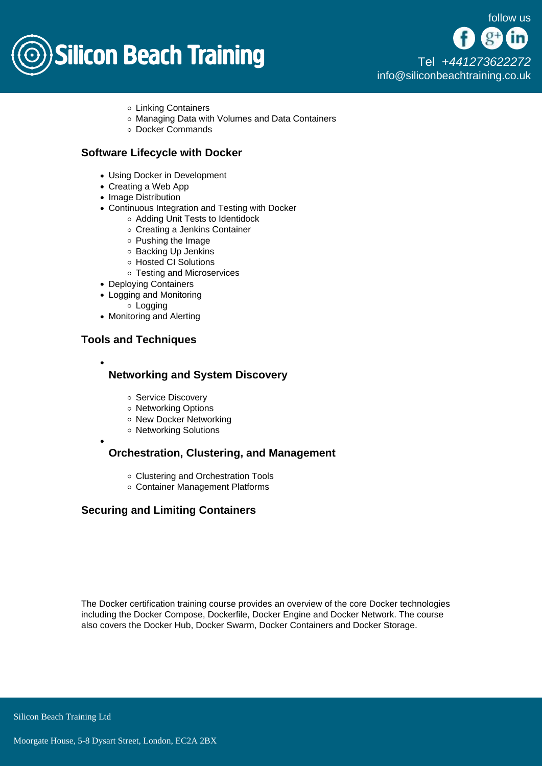- Linking Containers
- Managing Data with Volumes and Data Containers
- Docker Commands

### Software Lifecycle with Docker

- Using Docker in Development
- Creating a Web App
- Image Distribution
- Continuous Integration and Testing with Docker
  - Adding Unit Tests to Identidock
  - Creating a Jenkins Container
  - Pushing the Image
  - Backing Up Jenkins
  - Hosted CI Solutions
  - Testing and Microservices
- Deploying Containers
- Logging and Monitoring
  - Logging
- Monitoring and Alerting

### Tools and Techniques

- #### Networking and System Discovery
  - Service Discovery
  - Networking Options
  - New Docker Networking
  - Networking Solutions
- #### Orchestration, Clustering, and Management
  - Clustering and Orchestration Tools
  - Container Management Platforms

### Securing and Limiting Containers

The Docker certification training course provides an overview of the core Docker technologies including the Docker Compose, Dockerfile, Docker Engine and Docker Network. The course also covers the Docker Hub, Docker Swarm, Docker Containers and Docker Storage.